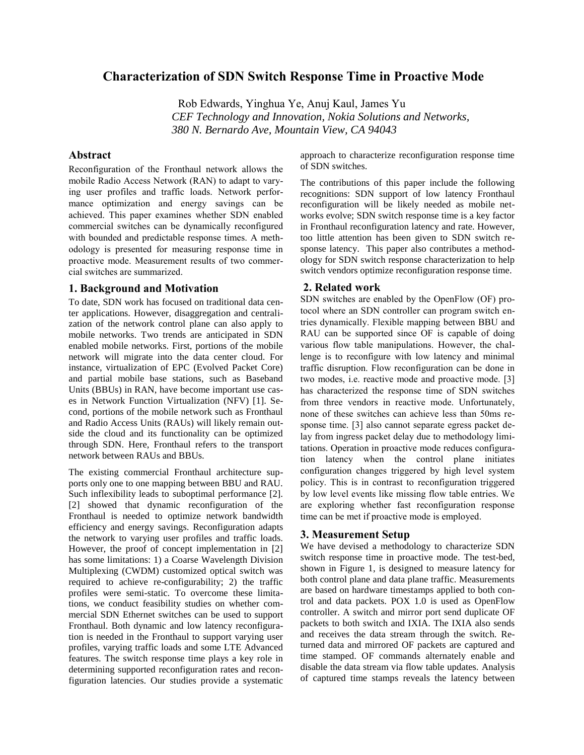# Characterization of SDN Switch Response Time in Proactive Mode

Rob Edwards, Yinghua Ye, Anuj Kaul, James Yu

*CEF Technology and Innovation, Nokia Solutions and Networks,*
*380 N. Bernardo Ave, Mountain View, CA 94043*

## Abstract

Reconfiguration of the Fronthaul network allows the mobile Radio Access Network (RAN) to adapt to varying user profiles and traffic loads. Network performance optimization and energy savings can be achieved. This paper examines whether SDN enabled commercial switches can be dynamically reconfigured with bounded and predictable response times. A methodology is presented for measuring response time in proactive mode. Measurement results of two commercial switches are summarized.

## 1. Background and Motivation

To date, SDN work has focused on traditional data center applications. However, disaggregation and centralization of the network control plane can also apply to mobile networks. Two trends are anticipated in SDN enabled mobile networks. First, portions of the mobile network will migrate into the data center cloud. For instance, virtualization of EPC (Evolved Packet Core) and partial mobile base stations, such as Baseband Units (BBUs) in RAN, have become important use cases in Network Function Virtualization (NFV) [1]. Second, portions of the mobile network such as Fronthaul and Radio Access Units (RAUs) will likely remain outside the cloud and its functionality can be optimized through SDN. Here, Fronthaul refers to the transport network between RAUs and BBUs.

The existing commercial Fronthaul architecture supports only one to one mapping between BBU and RAU. Such inflexibility leads to suboptimal performance [2]. [2] showed that dynamic reconfiguration of the Fronthaul is needed to optimize network bandwidth efficiency and energy savings. Reconfiguration adapts the network to varying user profiles and traffic loads. However, the proof of concept implementation in [2] has some limitations: 1) a Coarse Wavelength Division Multiplexing (CWDM) customized optical switch was required to achieve re-configurability; 2) the traffic profiles were semi-static. To overcome these limitations, we conduct feasibility studies on whether commercial SDN Ethernet switches can be used to support Fronthaul. Both dynamic and low latency reconfiguration is needed in the Fronthaul to support varying user profiles, varying traffic loads and some LTE Advanced features. The switch response time plays a key role in determining supported reconfiguration rates and reconfiguration latencies. Our studies provide a systematic approach to characterize reconfiguration response time of SDN switches.

The contributions of this paper include the following recognitions: SDN support of low latency Fronthaul reconfiguration will be likely needed as mobile networks evolve; SDN switch response time is a key factor in Fronthaul reconfiguration latency and rate. However, too little attention has been given to SDN switch response latency. This paper also contributes a methodology for SDN switch response characterization to help switch vendors optimize reconfiguration response time.

## 2. Related work

SDN switches are enabled by the OpenFlow (OF) protocol where an SDN controller can program switch entries dynamically. Flexible mapping between BBU and RAU can be supported since OF is capable of doing various flow table manipulations. However, the challenge is to reconfigure with low latency and minimal traffic disruption. Flow reconfiguration can be done in two modes, i.e. reactive mode and proactive mode. [3] has characterized the response time of SDN switches from three vendors in reactive mode. Unfortunately, none of these switches can achieve less than 50ms response time. [3] also cannot separate egress packet delay from ingress packet delay due to methodology limitations. Operation in proactive mode reduces configuration latency when the control plane initiates configuration changes triggered by high level system policy. This is in contrast to reconfiguration triggered by low level events like missing flow table entries. We are exploring whether fast reconfiguration response time can be met if proactive mode is employed.

## 3. Measurement Setup

We have devised a methodology to characterize SDN switch response time in proactive mode. The test-bed, shown in Figure 1, is designed to measure latency for both control plane and data plane traffic. Measurements are based on hardware timestamps applied to both control and data packets. POX 1.0 is used as OpenFlow controller. A switch and mirror port send duplicate OF packets to both switch and IXIA. The IXIA also sends and receives the data stream through the switch. Returned data and mirrored OF packets are captured and time stamped. OF commands alternately enable and disable the data stream via flow table updates. Analysis of captured time stamps reveals the latency between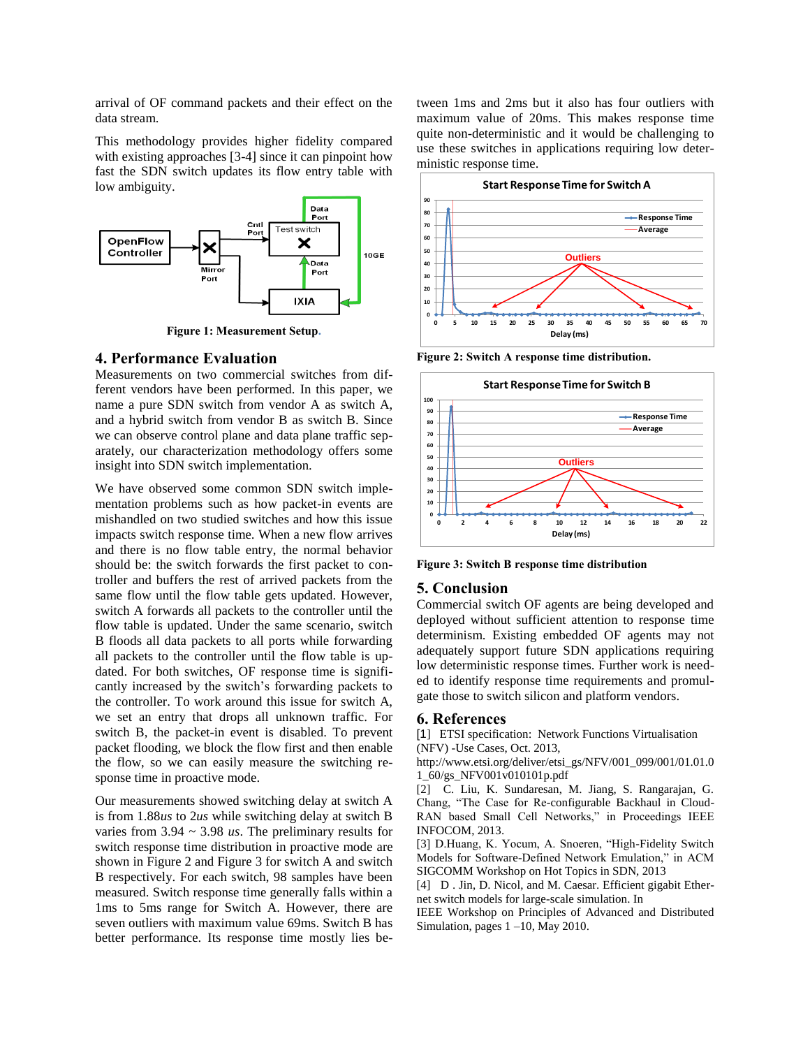arrival of OF command packets and their effect on the data stream.

This methodology provides higher fidelity compared with existing approaches [3-4] since it can pinpoint how fast the SDN switch updates its flow entry table with low ambiguity.

OpenFlow Controller

Cntl Port

Test switch

Data Port

Mirror Port

Data Port

10GE

IXIA

**Figure 1: Measurement Setup.**

## 4. Performance Evaluation

Measurements on two commercial switches from different vendors have been performed. In this paper, we name a pure SDN switch from vendor A as switch A, and a hybrid switch from vendor B as switch B. Since we can observe control plane and data plane traffic separately, our characterization methodology offers some insight into SDN switch implementation.

We have observed some common SDN switch implementation problems such as how packet-in events are mishandled on two studied switches and how this issue impacts switch response time. When a new flow arrives and there is no flow table entry, the normal behavior should be: the switch forwards the first packet to controller and buffers the rest of arrived packets from the same flow until the flow table gets updated. However, switch A forwards all packets to the controller until the flow table is updated. Under the same scenario, switch B floods all data packets to all ports while forwarding all packets to the controller until the flow table is updated. For both switches, OF response time is significantly increased by the switch's forwarding packets to the controller. To work around this issue for switch A, we set an entry that drops all unknown traffic. For switch B, the packet-in event is disabled. To prevent packet flooding, we block the flow first and then enable the flow, so we can easily measure the switching response time in proactive mode.

Our measurements showed switching delay at switch A is from 1.88*us* to 2*us* while switching delay at switch B varies from 3.94 ~ 3.98 *us*. The preliminary results for switch response time distribution in proactive mode are shown in Figure 2 and Figure 3 for switch A and switch B respectively. For each switch, 98 samples have been measured. Switch response time generally falls within a 1ms to 5ms range for Switch A. However, there are seven outliers with maximum value 69ms. Switch B has better performance. Its response time mostly lies between 1ms and 2ms but it also has four outliers with maximum value of 20ms. This makes response time quite non-deterministic and it would be challenging to use these switches in applications requiring low deterministic response time.

Start Response Time for Switch A

Response Time
Average
Outliers

0 10 20 30 40 50 60 70 80 90

0 5 10 15 20 25 30 35 40 45 50 55 60 65 70

Delay (ms)

**Figure 2: Switch A response time distribution.**

Start Response Time for Switch B

Response Time
Average
Outliers

0 10 20 30 40 50 60 70 80 90 100

0 2 4 6 8 10 12 14 16 18 20 22

Delay (ms)

**Figure 3: Switch B response time distribution**

## 5. Conclusion

Commercial switch OF agents are being developed and deployed without sufficient attention to response time determinism. Existing embedded OF agents may not adequately support future SDN applications requiring low deterministic response times. Further work is needed to identify response time requirements and promulgate those to switch silicon and platform vendors.

## 6. References

[1] ETSI specification: Network Functions Virtualisation (NFV) -Use Cases, Oct. 2013, http://www.etsi.org/deliver/etsi_gs/NFV/001_099/001/01.01.01_60/gs_NFV001v010101p.pdf

[2] C. Liu, K. Sundaresan, M. Jiang, S. Rangarajan, G. Chang, "The Case for Re-configurable Backhaul in Cloud-RAN based Small Cell Networks," in Proceedings IEEE INFOCOM, 2013.

[3] D.Huang, K. Yocum, A. Snoeren, "High-Fidelity Switch Models for Software-Defined Network Emulation," in ACM SIGCOMM Workshop on Hot Topics in SDN, 2013

[4] D . Jin, D. Nicol, and M. Caesar. Efficient gigabit Ethernet switch models for large-scale simulation. In IEEE Workshop on Principles of Advanced and Distributed Simulation, pages 1 –10, May 2010.